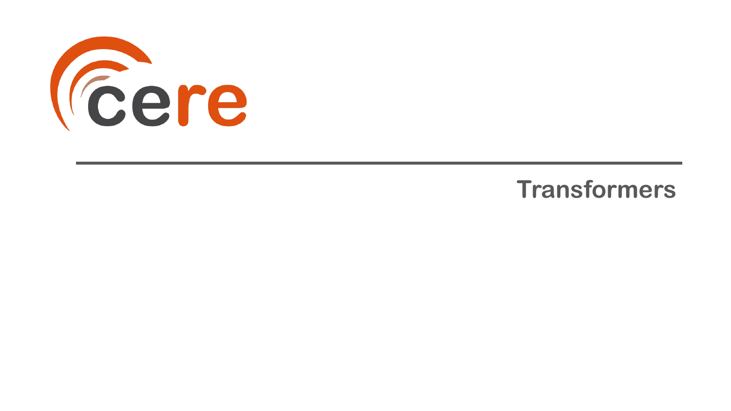cere

# Transformers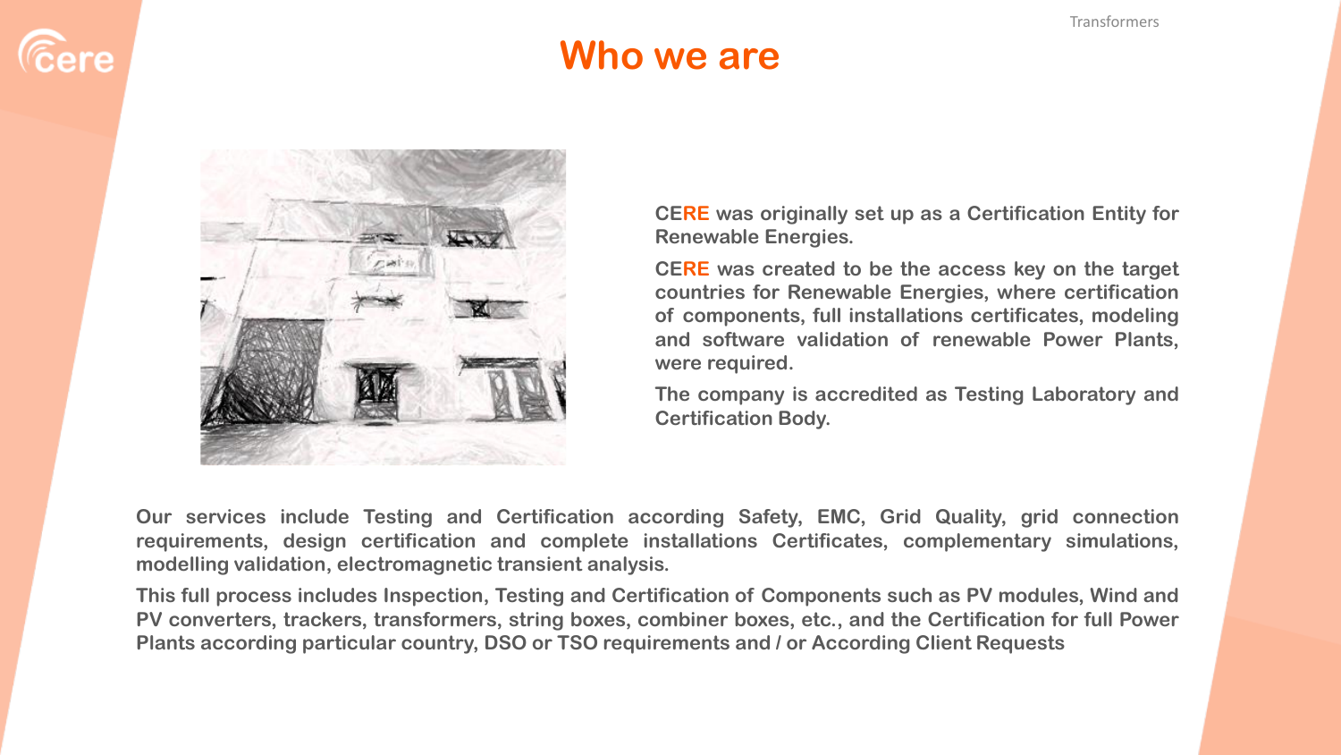# Who we are

**CERE was originally set up as a Certification Entity for Renewable Energies.**

**CERE was created to be the access key on the target countries for Renewable Energies, where certification of components, full installations certificates, modeling and software validation of renewable Power Plants, were required.**

**The company is accredited as Testing Laboratory and Certification Body.**

**Our services include Testing and Certification according Safety, EMC, Grid Quality, grid connection requirements, design certification and complete installations Certificates, complementary simulations, modelling validation, electromagnetic transient analysis.**

**This full process includes Inspection, Testing and Certification of Components such as PV modules, Wind and PV converters, trackers, transformers, string boxes, combiner boxes, etc., and the Certification for full Power Plants according particular country, DSO or TSO requirements and / or According Client Requests**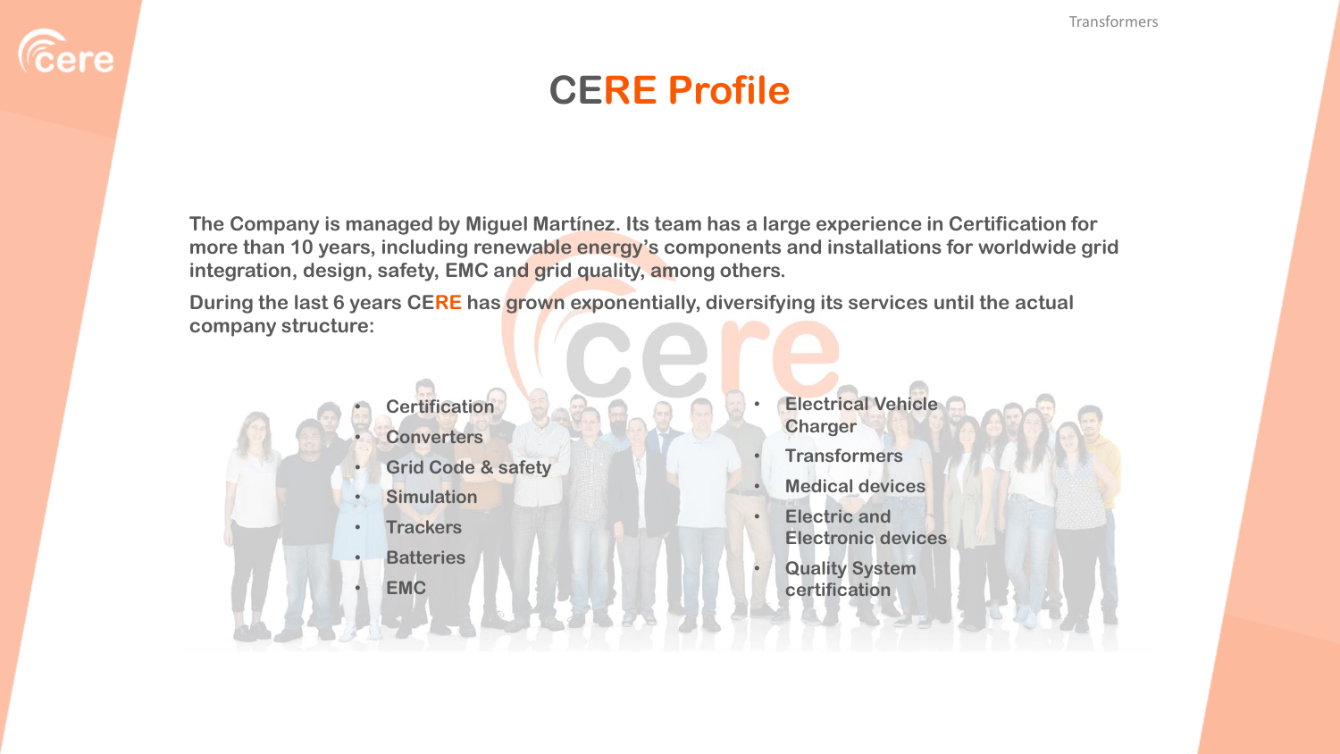# CERE Profile

**The Company is managed by Miguel Martínez. Its team has a large experience in Certification for more than 10 years, including renewable energy's components and installations for worldwide grid integration, design, safety, EMC and grid quality, among others.**

**During the last 6 years CERE has grown exponentially, diversifying its services until the actual company structure:**

- **Certification**
- **Converters**
- **Grid Code & safety**
- **Simulation**
- **Trackers**
- **Batteries**
- **EMC**
- **Electrical Vehicle Charger**
- **Transformers**
- **Medical devices**
- **Electric and Electronic devices**
- **Quality System certification**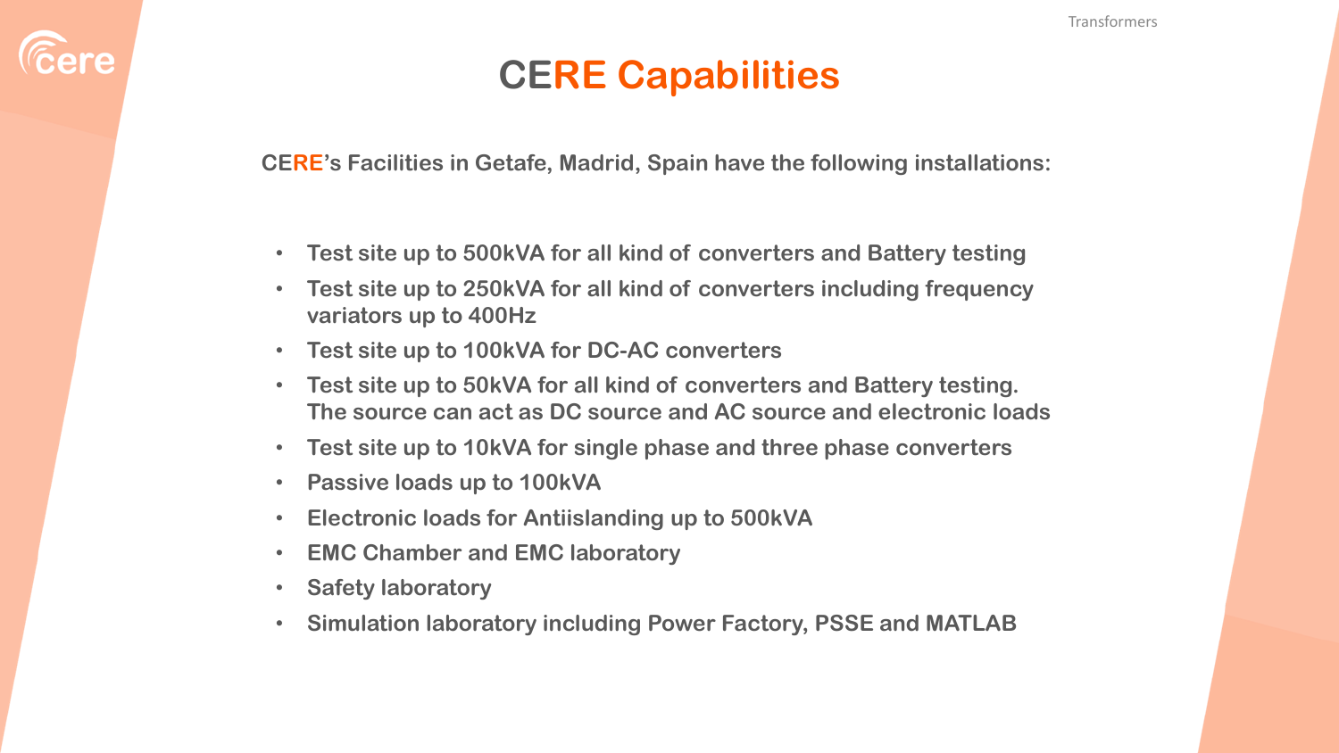# CERE Capabilities

**CERE's Facilities in Getafe, Madrid, Spain have the following installations:**

- **Test site up to 500kVA for all kind of converters and Battery testing**
- **Test site up to 250kVA for all kind of converters including frequency variators up to 400Hz**
- **Test site up to 100kVA for DC-AC converters**
- **Test site up to 50kVA for all kind of converters and Battery testing. The source can act as DC source and AC source and electronic loads**
- **Test site up to 10kVA for single phase and three phase converters**
- **Passive loads up to 100kVA**
- **Electronic loads for Antiislanding up to 500kVA**
- **EMC Chamber and EMC laboratory**
- **Safety laboratory**
- **Simulation laboratory including Power Factory, PSSE and MATLAB**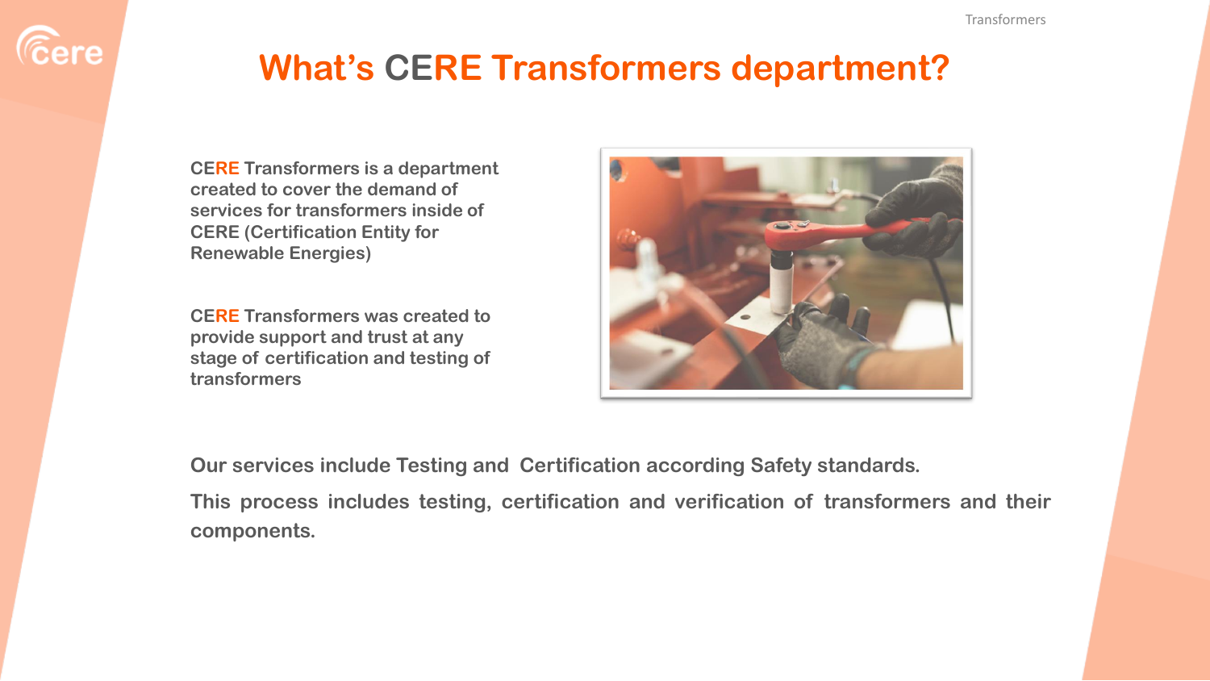# What's CERE Transformers department?

**CERE Transformers is a department created to cover the demand of services for transformers inside of CERE (Certification Entity for Renewable Energies)**

**CERE Transformers was created to provide support and trust at any stage of certification and testing of transformers**

**Our services include Testing and Certification according Safety standards.**

**This process includes testing, certification and verification of transformers and their components.**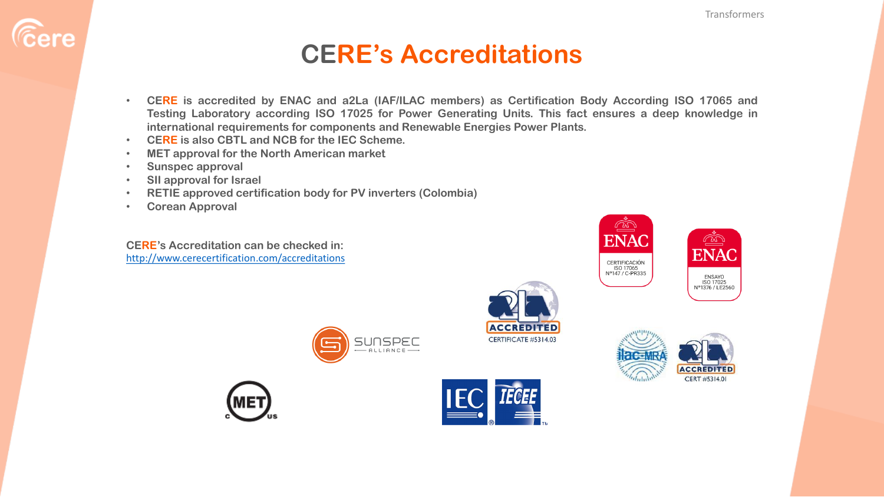# CERE's Accreditations

- CERE is accredited by ENAC and a2La (IAF/ILAC members) as Certification Body According ISO 17065 and Testing Laboratory according ISO 17025 for Power Generating Units. This fact ensures a deep knowledge in international requirements for components and Renewable Energies Power Plants.
- CERE is also CBTL and NCB for the IEC Scheme.
- MET approval for the North American market
- Sunspec approval
- SII approval for Israel
- RETIE approved certification body for PV inverters (Colombia)
- Corean Approval

**CERE's Accreditation can be checked in:**
http://www.cerecertification.com/accreditations

ENAC CERTIFICACIÓN ISO 17065 Nº147 / C-PR335

ENAC ENSAYO ISO 17025 Nº1376 / LE2560

a2La ACCREDITED CERTIFICATE #5314.03

ilac-MRA a2La ACCREDITED CERT #5314.01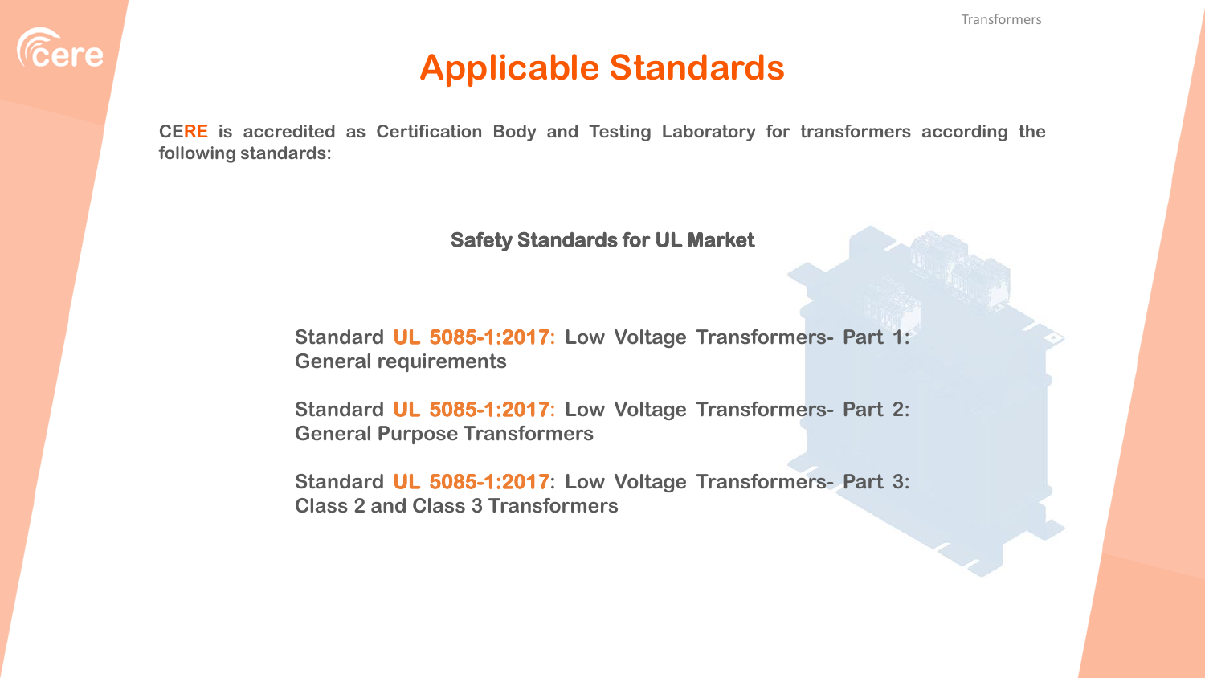# Applicable Standards

**CERE is accredited as Certification Body and Testing Laboratory for transformers according the following standards:**

### Safety Standards for UL Market

**Standard UL 5085-1:2017: Low Voltage Transformers- Part 1: General requirements**

**Standard UL 5085-1:2017: Low Voltage Transformers- Part 2: General Purpose Transformers**

**Standard UL 5085-1:2017: Low Voltage Transformers- Part 3: Class 2 and Class 3 Transformers**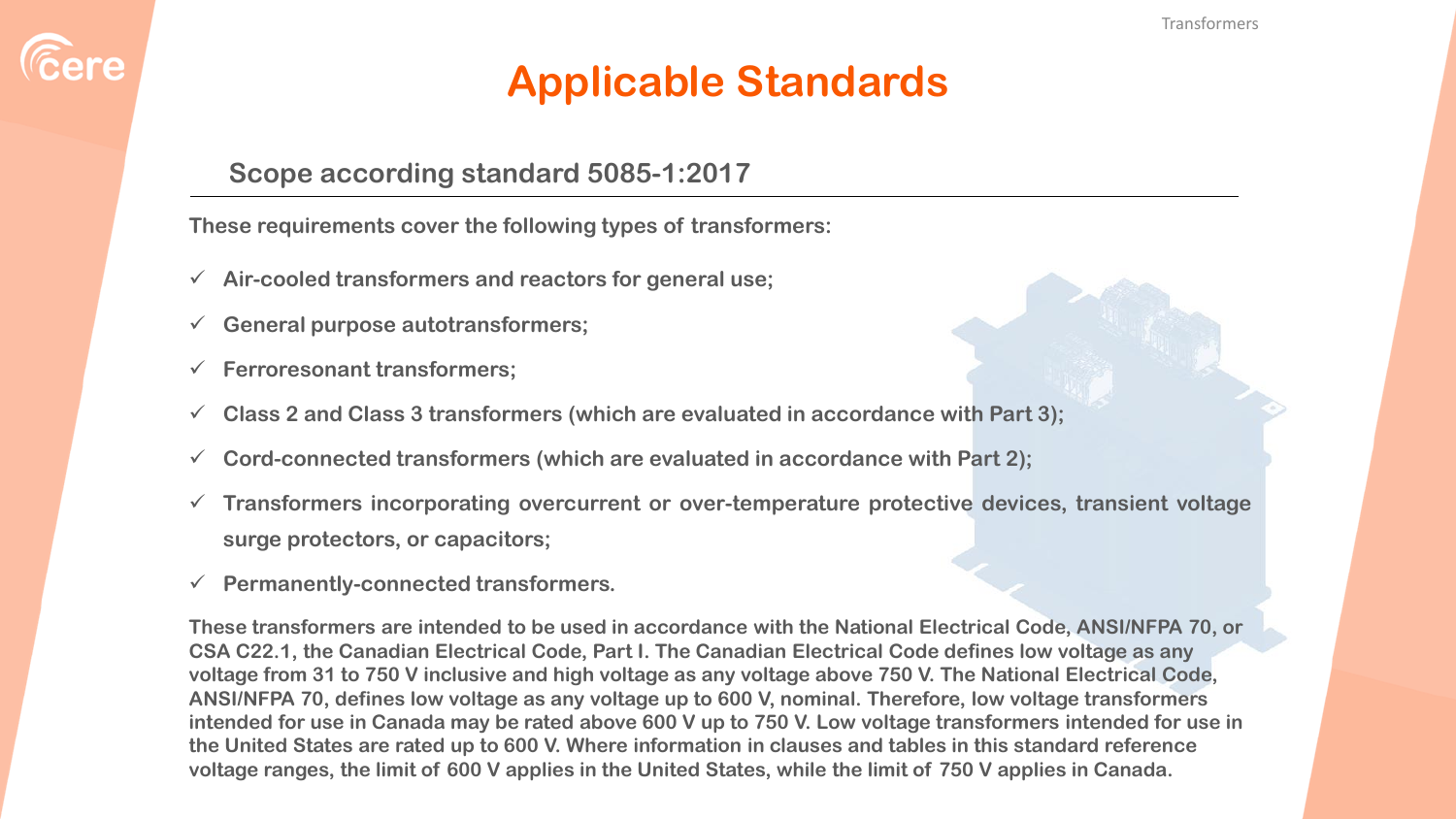# Applicable Standards

## Scope according standard 5085-1:2017

**These requirements cover the following types of transformers:**

- ✓ **Air-cooled transformers and reactors for general use;**
- ✓ **General purpose autotransformers;**
- ✓ **Ferroresonant transformers;**
- ✓ **Class 2 and Class 3 transformers (which are evaluated in accordance with Part 3);**
- ✓ **Cord-connected transformers (which are evaluated in accordance with Part 2);**
- ✓ **Transformers incorporating overcurrent or over-temperature protective devices, transient voltage surge protectors, or capacitors;**
- ✓ **Permanently-connected transformers.**

**These transformers are intended to be used in accordance with the National Electrical Code, ANSI/NFPA 70, or CSA C22.1, the Canadian Electrical Code, Part I. The Canadian Electrical Code defines low voltage as any voltage from 31 to 750 V inclusive and high voltage as any voltage above 750 V. The National Electrical Code, ANSI/NFPA 70, defines low voltage as any voltage up to 600 V, nominal. Therefore, low voltage transformers intended for use in Canada may be rated above 600 V up to 750 V. Low voltage transformers intended for use in the United States are rated up to 600 V. Where information in clauses and tables in this standard reference voltage ranges, the limit of 600 V applies in the United States, while the limit of 750 V applies in Canada.**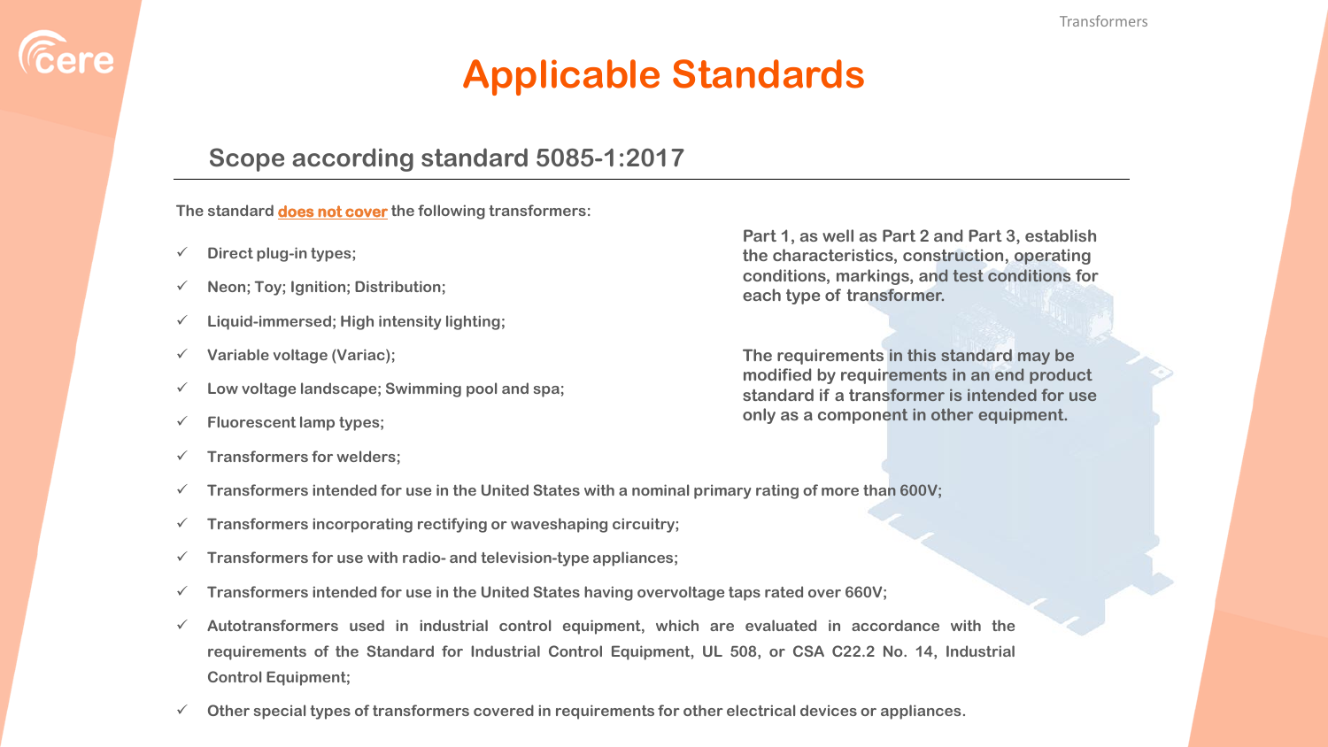# Applicable Standards

## Scope according standard 5085-1:2017

The standard **does not cover** the following transformers:

- ✓ Direct plug-in types;
- ✓ Neon; Toy; Ignition; Distribution;
- ✓ Liquid-immersed; High intensity lighting;
- ✓ Variable voltage (Variac);
- ✓ Low voltage landscape; Swimming pool and spa;
- ✓ Fluorescent lamp types;
- ✓ Transformers for welders;
- ✓ Transformers intended for use in the United States with a nominal primary rating of more than 600V;
- ✓ Transformers incorporating rectifying or waveshaping circuitry;
- ✓ Transformers for use with radio- and television-type appliances;
- ✓ Transformers intended for use in the United States having overvoltage taps rated over 660V;
- ✓ Autotransformers used in industrial control equipment, which are evaluated in accordance with the requirements of the Standard for Industrial Control Equipment, UL 508, or CSA C22.2 No. 14, Industrial Control Equipment;
- ✓ Other special types of transformers covered in requirements for other electrical devices or appliances.

**Part 1, as well as Part 2 and Part 3, establish the characteristics, construction, operating conditions, markings, and test conditions for each type of transformer.**

**The requirements in this standard may be modified by requirements in an end product standard if a transformer is intended for use only as a component in other equipment.**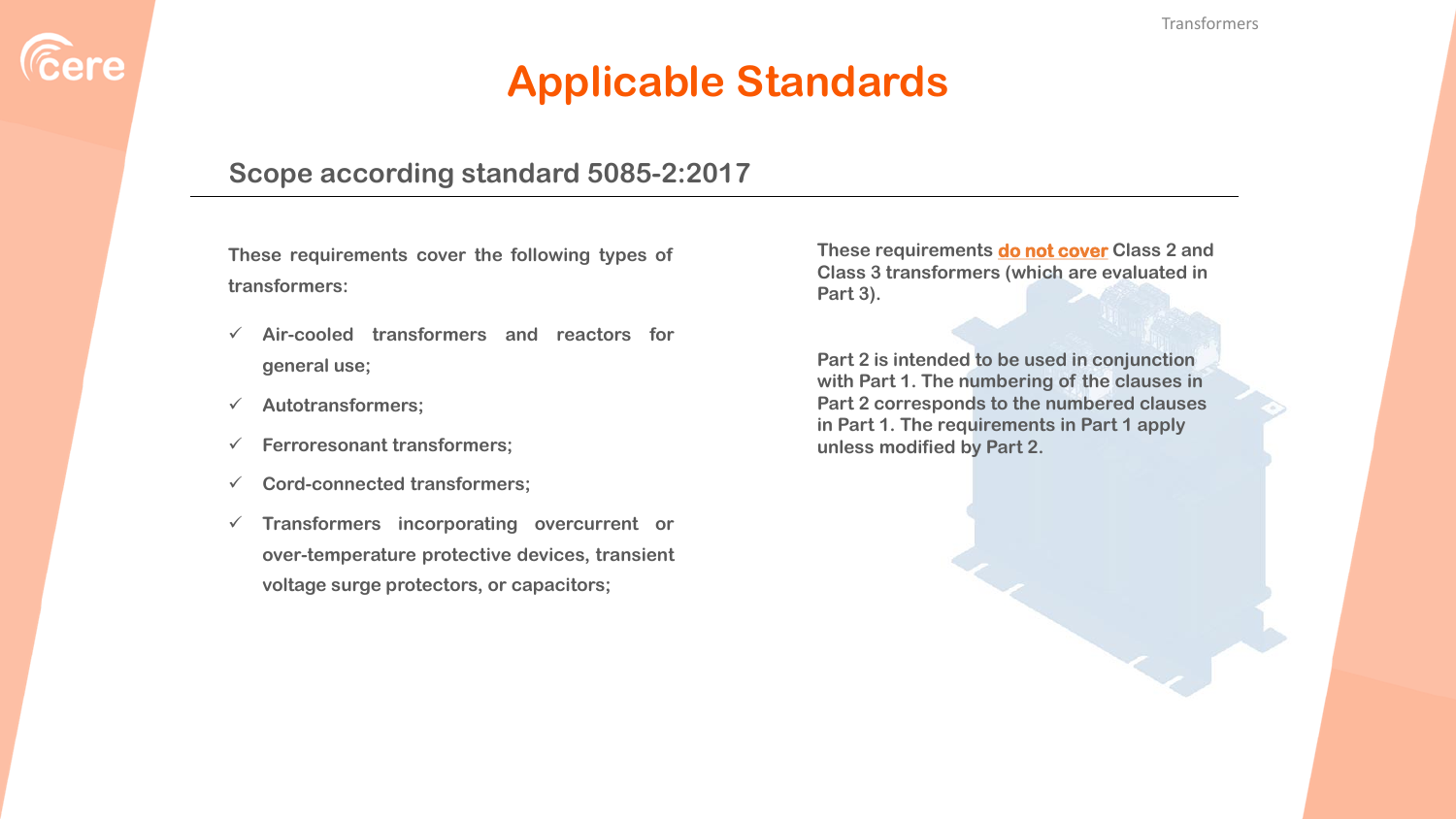# Applicable Standards

## Scope according standard 5085-2:2017

These requirements cover the following types of transformers:

- ✓ Air-cooled transformers and reactors for general use;
- ✓ Autotransformers;
- ✓ Ferroresonant transformers;
- ✓ Cord-connected transformers;
- ✓ Transformers incorporating overcurrent or over-temperature protective devices, transient voltage surge protectors, or capacitors;

These requirements **do not cover** Class 2 and Class 3 transformers (which are evaluated in Part 3).

Part 2 is intended to be used in conjunction with Part 1. The numbering of the clauses in Part 2 corresponds to the numbered clauses in Part 1. The requirements in Part 1 apply unless modified by Part 2.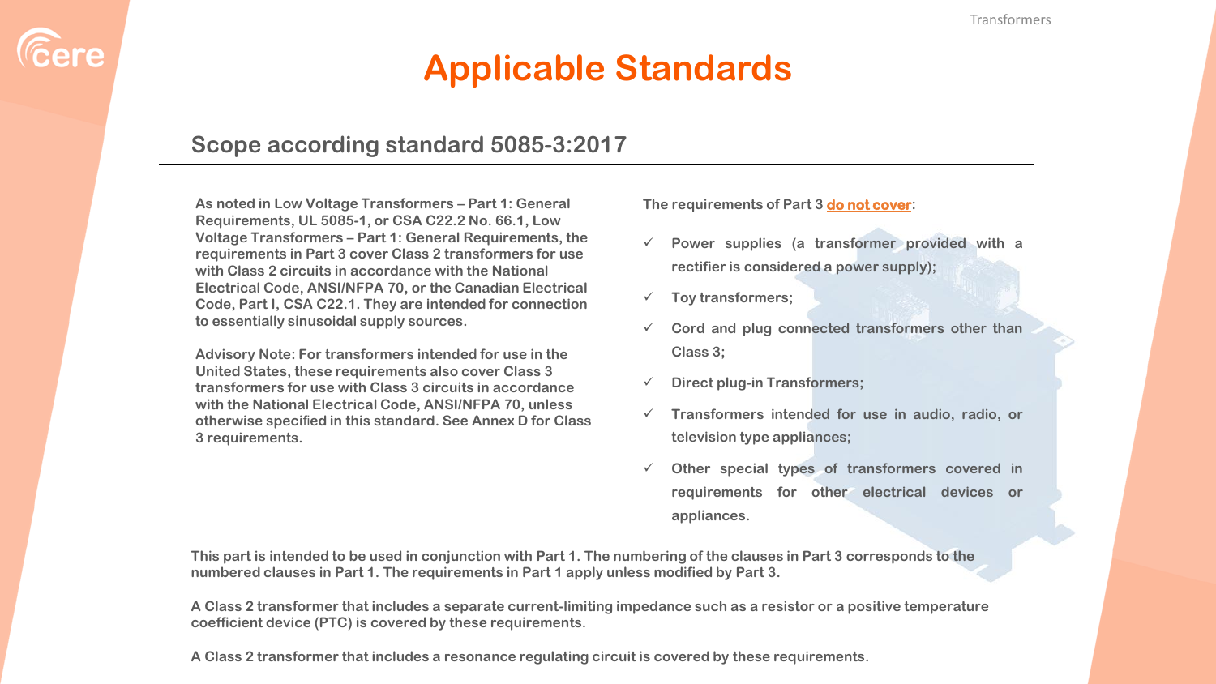# Applicable Standards

## Scope according standard 5085-3:2017

As noted in Low Voltage Transformers – Part 1: General Requirements, UL 5085-1, or CSA C22.2 No. 66.1, Low Voltage Transformers – Part 1: General Requirements, the requirements in Part 3 cover Class 2 transformers for use with Class 2 circuits in accordance with the National Electrical Code, ANSI/NFPA 70, or the Canadian Electrical Code, Part I, CSA C22.1. They are intended for connection to essentially sinusoidal supply sources.

Advisory Note: For transformers intended for use in the United States, these requirements also cover Class 3 transformers for use with Class 3 circuits in accordance with the National Electrical Code, ANSI/NFPA 70, unless otherwise specified in this standard. See Annex D for Class 3 requirements.

The requirements of Part 3 **do not cover**:

- ✓ Power supplies (a transformer provided with a rectifier is considered a power supply);
- ✓ Toy transformers;
- ✓ Cord and plug connected transformers other than Class 3;
- ✓ Direct plug-in Transformers;
- ✓ Transformers intended for use in audio, radio, or television type appliances;
- ✓ Other special types of transformers covered in requirements for other electrical devices or appliances.

This part is intended to be used in conjunction with Part 1. The numbering of the clauses in Part 3 corresponds to the numbered clauses in Part 1. The requirements in Part 1 apply unless modified by Part 3.

A Class 2 transformer that includes a separate current-limiting impedance such as a resistor or a positive temperature coefficient device (PTC) is covered by these requirements.

A Class 2 transformer that includes a resonance regulating circuit is covered by these requirements.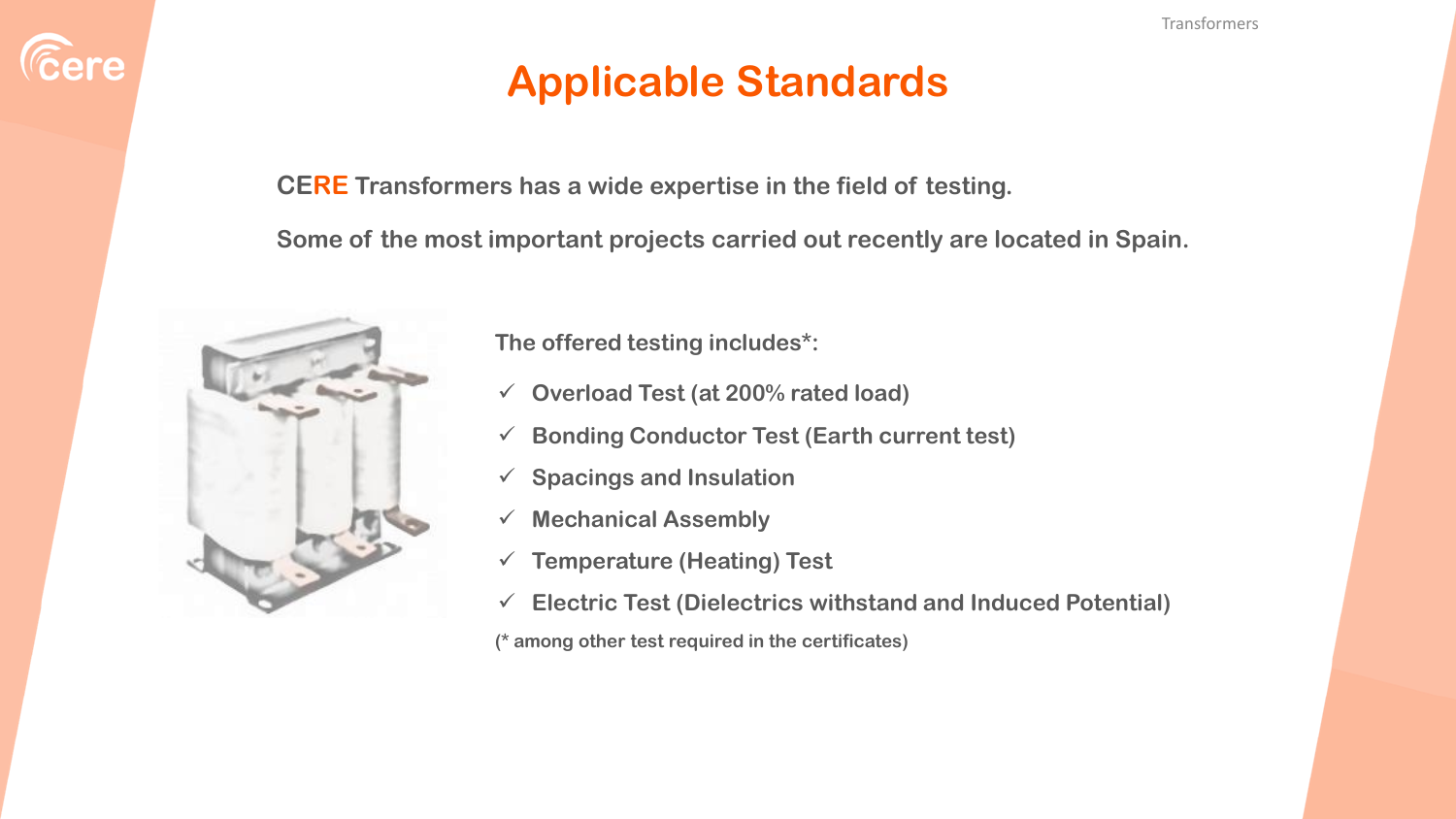# Applicable Standards

**CERE Transformers has a wide expertise in the field of testing.**

**Some of the most important projects carried out recently are located in Spain.**

**The offered testing includes*:**

- ✓ Overload Test (at 200% rated load)
- ✓ Bonding Conductor Test (Earth current test)
- ✓ Spacings and Insulation
- ✓ Mechanical Assembly
- ✓ Temperature (Heating) Test
- ✓ Electric Test (Dielectrics withstand and Induced Potential)

(* among other test required in the certificates)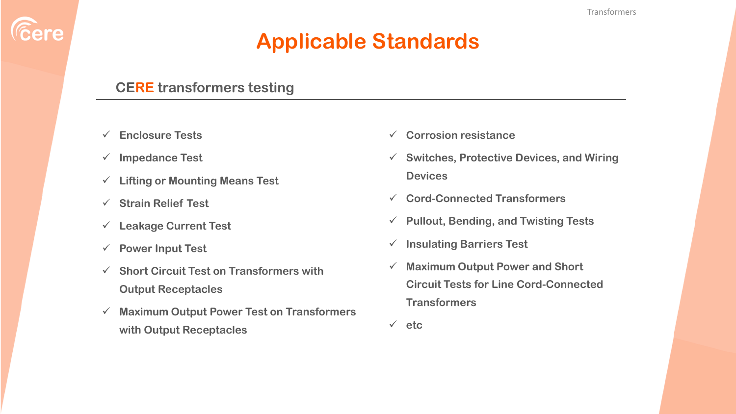# Applicable Standards

## CERE transformers testing

- ✓ Enclosure Tests
- ✓ Impedance Test
- ✓ Lifting or Mounting Means Test
- ✓ Strain Relief Test
- ✓ Leakage Current Test
- ✓ Power Input Test
- ✓ Short Circuit Test on Transformers with Output Receptacles
- ✓ Maximum Output Power Test on Transformers with Output Receptacles
- ✓ Corrosion resistance
- ✓ Switches, Protective Devices, and Wiring Devices
- ✓ Cord-Connected Transformers
- ✓ Pullout, Bending, and Twisting Tests
- ✓ Insulating Barriers Test
- ✓ Maximum Output Power and Short Circuit Tests for Line Cord-Connected Transformers
- ✓ etc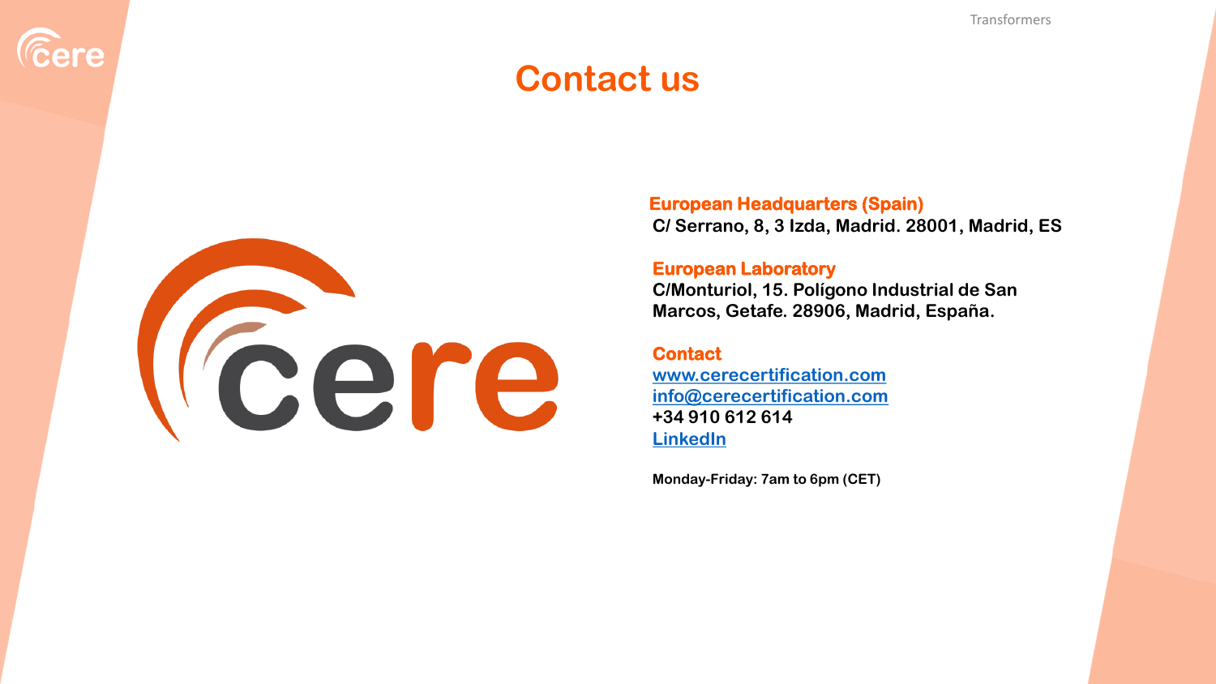# Contact us

**European Headquarters (Spain)**
**C/ Serrano, 8, 3 Izda, Madrid. 28001, Madrid, ES**

**European Laboratory**
**C/Monturiol, 15. Polígono Industrial de San Marcos, Getafe. 28906, Madrid, España.**

**Contact**
**www.cerecertification.com**
**info@cerecertification.com**
**+34 910 612 614**
**LinkedIn**

**Monday-Friday: 7am to 6pm (CET)**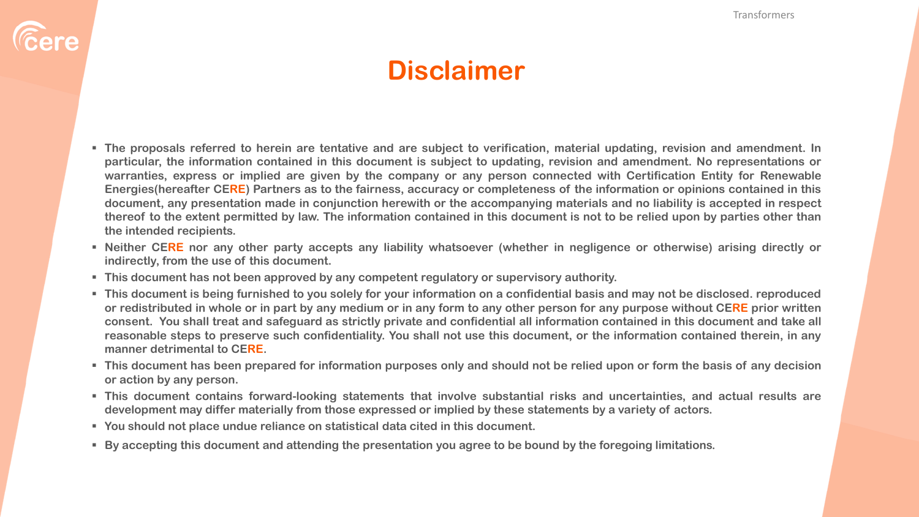# Disclaimer

- The proposals referred to herein are tentative and are subject to verification, material updating, revision and amendment. In particular, the information contained in this document is subject to updating, revision and amendment. No representations or warranties, express or implied are given by the company or any person connected with Certification Entity for Renewable Energies(hereafter CERE) Partners as to the fairness, accuracy or completeness of the information or opinions contained in this document, any presentation made in conjunction herewith or the accompanying materials and no liability is accepted in respect thereof to the extent permitted by law. The information contained in this document is not to be relied upon by parties other than the intended recipients.
- Neither CERE nor any other party accepts any liability whatsoever (whether in negligence or otherwise) arising directly or indirectly, from the use of this document.
- This document has not been approved by any competent regulatory or supervisory authority.
- This document is being furnished to you solely for your information on a confidential basis and may not be disclosed. reproduced or redistributed in whole or in part by any medium or in any form to any other person for any purpose without CERE prior written consent. You shall treat and safeguard as strictly private and confidential all information contained in this document and take all reasonable steps to preserve such confidentiality. You shall not use this document, or the information contained therein, in any manner detrimental to CERE.
- This document has been prepared for information purposes only and should not be relied upon or form the basis of any decision or action by any person.
- This document contains forward-looking statements that involve substantial risks and uncertainties, and actual results are development may differ materially from those expressed or implied by these statements by a variety of actors.
- You should not place undue reliance on statistical data cited in this document.
- By accepting this document and attending the presentation you agree to be bound by the foregoing limitations.